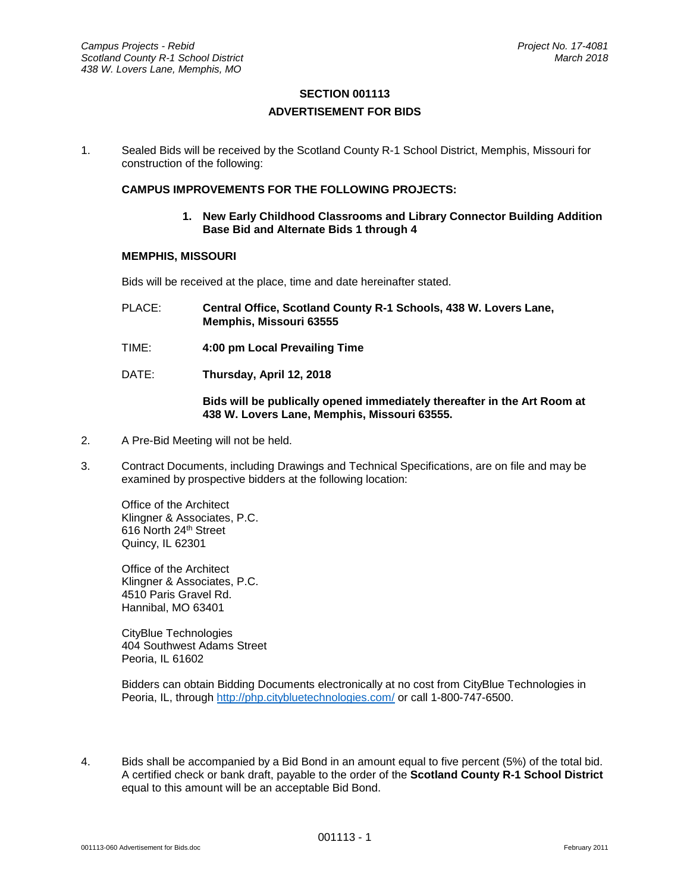# SECTION 001113

## ADVERTISEMENT FOR BIDS

1. Sealed Bids will be received by the Scotland County R-1 School District, Memphis, Missouri for construction of the following:

   **CAMPUS IMPROVEMENTS FOR THE FOLLOWING PROJECTS:**

   **1. New Early Childhood Classrooms and Library Connector Building Addition Base Bid and Alternate Bids 1 through 4**

   **MEMPHIS, MISSOURI**

   Bids will be received at the place, time and date hereinafter stated.

   PLACE: **Central Office, Scotland County R-1 Schools, 438 W. Lovers Lane, Memphis, Missouri 63555**

   TIME: **4:00 pm Local Prevailing Time**

   DATE: **Thursday, April 12, 2018**

   **Bids will be publically opened immediately thereafter in the Art Room at 438 W. Lovers Lane, Memphis, Missouri 63555.**

2. A Pre-Bid Meeting will not be held.

3. Contract Documents, including Drawings and Technical Specifications, are on file and may be examined by prospective bidders at the following location:

   Office of the Architect
   Klingner & Associates, P.C.
   616 North 24th Street
   Quincy, IL 62301

   Office of the Architect
   Klingner & Associates, P.C.
   4510 Paris Gravel Rd.
   Hannibal, MO 63401

   CityBlue Technologies
   404 Southwest Adams Street
   Peoria, IL 61602

   Bidders can obtain Bidding Documents electronically at no cost from CityBlue Technologies in Peoria, IL, through http://php.citybluetechnologies.com/ or call 1-800-747-6500.

4. Bids shall be accompanied by a Bid Bond in an amount equal to five percent (5%) of the total bid. A certified check or bank draft, payable to the order of the **Scotland County R-1 School District** equal to this amount will be an acceptable Bid Bond.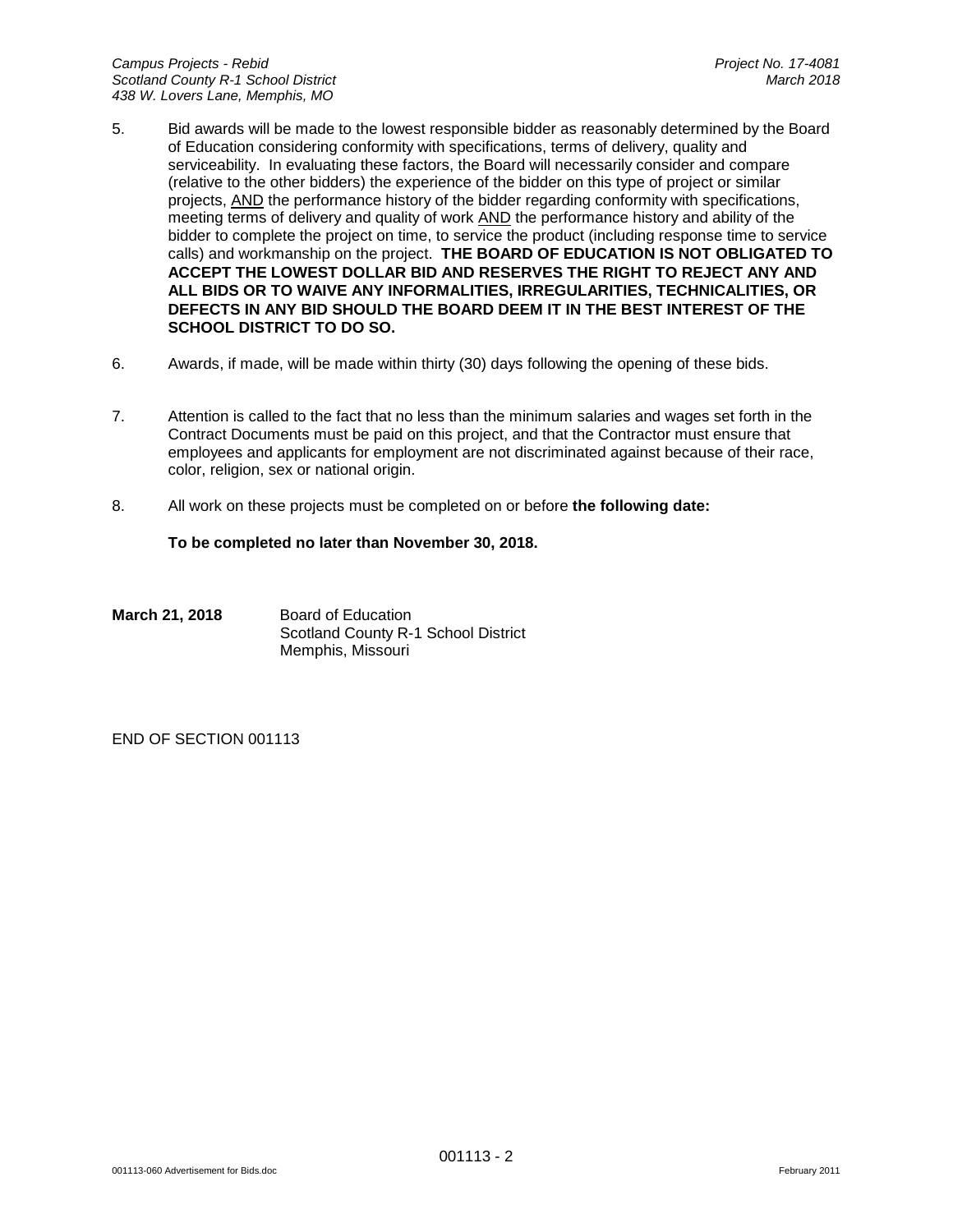5. Bid awards will be made to the lowest responsible bidder as reasonably determined by the Board of Education considering conformity with specifications, terms of delivery, quality and serviceability. In evaluating these factors, the Board will necessarily consider and compare (relative to the other bidders) the experience of the bidder on this type of project or similar projects, <u>AND</u> the performance history of the bidder regarding conformity with specifications, meeting terms of delivery and quality of work <u>AND</u> the performance history and ability of the bidder to complete the project on time, to service the product (including response time to service calls) and workmanship on the project. **THE BOARD OF EDUCATION IS NOT OBLIGATED TO ACCEPT THE LOWEST DOLLAR BID AND RESERVES THE RIGHT TO REJECT ANY AND ALL BIDS OR TO WAIVE ANY INFORMALITIES, IRREGULARITIES, TECHNICALITIES, OR DEFECTS IN ANY BID SHOULD THE BOARD DEEM IT IN THE BEST INTEREST OF THE SCHOOL DISTRICT TO DO SO.**

6. Awards, if made, will be made within thirty (30) days following the opening of these bids.

7. Attention is called to the fact that no less than the minimum salaries and wages set forth in the Contract Documents must be paid on this project, and that the Contractor must ensure that employees and applicants for employment are not discriminated against because of their race, color, religion, sex or national origin.

8. All work on these projects must be completed on or before **the following date:**

   **To be completed no later than November 30, 2018.**

**March 21, 2018** Board of Education
Scotland County R-1 School District
Memphis, Missouri

END OF SECTION 001113